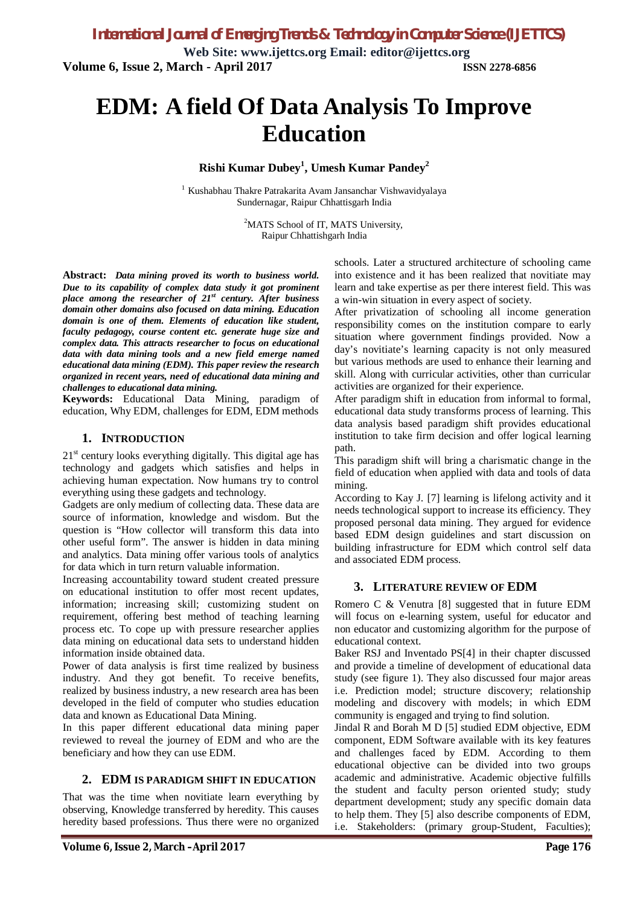# EDM: A field Of Data Analysis To Improve Education

**Rishi Kumar Dubey[1], Umesh Kumar Pandey[2]**

[1] Kushabhau Thakre Patrakarita Avam Jansanchar Vishwavidyalaya
Sundernagar, Raipur Chhattisgarh India

[2]MATS School of IT, MATS University,
Raipur Chhattishgarh India

**Abstract:** ***Data mining proved its worth to business world. Due to its capability of complex data study it got prominent place among the researcher of 21st century. After business domain other domains also focused on data mining. Education domain is one of them. Elements of education like student, faculty pedagogy, course content etc. generate huge size and complex data. This attracts researcher to focus on educational data with data mining tools and a new field emerge named educational data mining (EDM). This paper review the research organized in recent years, need of educational data mining and challenges to educational data mining.***

**Keywords:** Educational Data Mining, paradigm of education, Why EDM, challenges for EDM, EDM methods

## 1. INTRODUCTION

21st century looks everything digitally. This digital age has technology and gadgets which satisfies and helps in achieving human expectation. Now humans try to control everything using these gadgets and technology.

Gadgets are only medium of collecting data. These data are source of information, knowledge and wisdom. But the question is "How collector will transform this data into other useful form". The answer is hidden in data mining and analytics. Data mining offer various tools of analytics for data which in turn return valuable information.

Increasing accountability toward student created pressure on educational institution to offer most recent updates, information; increasing skill; customizing student on requirement, offering best method of teaching learning process etc. To cope up with pressure researcher applies data mining on educational data sets to understand hidden information inside obtained data.

Power of data analysis is first time realized by business industry. And they got benefit. To receive benefits, realized by business industry, a new research area has been developed in the field of computer who studies education data and known as Educational Data Mining.

In this paper different educational data mining paper reviewed to reveal the journey of EDM and who are the beneficiary and how they can use EDM.

## 2. EDM IS PARADIGM SHIFT IN EDUCATION

That was the time when novitiate learn everything by observing, Knowledge transferred by heredity. This causes heredity based professions. Thus there were no organized schools. Later a structured architecture of schooling came into existence and it has been realized that novitiate may learn and take expertise as per there interest field. This was a win-win situation in every aspect of society.

After privatization of schooling all income generation responsibility comes on the institution compare to early situation where government findings provided. Now a day's novitiate's learning capacity is not only measured but various methods are used to enhance their learning and skill. Along with curricular activities, other than curricular activities are organized for their experience.

After paradigm shift in education from informal to formal, educational data study transforms process of learning. This data analysis based paradigm shift provides educational institution to take firm decision and offer logical learning path.

This paradigm shift will bring a charismatic change in the field of education when applied with data and tools of data mining.

According to Kay J. [7] learning is lifelong activity and it needs technological support to increase its efficiency. They proposed personal data mining. They argued for evidence based EDM design guidelines and start discussion on building infrastructure for EDM which control self data and associated EDM process.

## 3. LITERATURE REVIEW OF EDM

Romero C & Venutra [8] suggested that in future EDM will focus on e-learning system, useful for educator and non educator and customizing algorithm for the purpose of educational context.

Baker RSJ and Inventado PS[4] in their chapter discussed and provide a timeline of development of educational data study (see figure 1). They also discussed four major areas i.e. Prediction model; structure discovery; relationship modeling and discovery with models; in which EDM community is engaged and trying to find solution.

Jindal R and Borah M D [5] studied EDM objective, EDM component, EDM Software available with its key features and challenges faced by EDM. According to them educational objective can be divided into two groups academic and administrative. Academic objective fulfills the student and faculty person oriented study; study department development; study any specific domain data to help them. They [5] also describe components of EDM, i.e. Stakeholders: (primary group-Student, Faculties);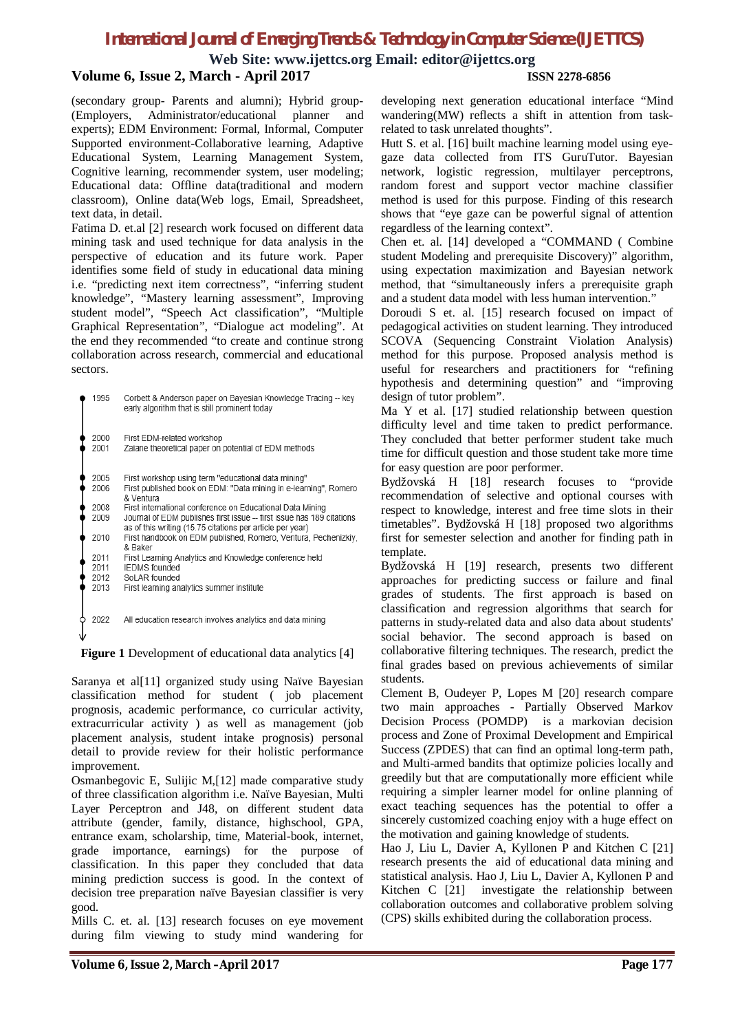(secondary group- Parents and alumni); Hybrid group- (Employers, Administrator/educational planner and experts); EDM Environment: Formal, Informal, Computer Supported environment-Collaborative learning, Adaptive Educational System, Learning Management System, Cognitive learning, recommender system, user modeling; Educational data: Offline data(traditional and modern classroom), Online data(Web logs, Email, Spreadsheet, text data, in detail.

Fatima D. et.al [2] research work focused on different data mining task and used technique for data analysis in the perspective of education and its future work. Paper identifies some field of study in educational data mining i.e. "predicting next item correctness", "inferring student knowledge", "Mastery learning assessment", Improving student model", "Speech Act classification", "Multiple Graphical Representation", "Dialogue act modeling". At the end they recommended "to create and continue strong collaboration across research, commercial and educational sectors.

| Year | Event |
|---|---|
| 1995 | Corbett & Anderson paper on Bayesian Knowledge Tracing -- key early algorithm that is still prominent today |
| 2000 | First EDM-related workshop |
| 2001 | Zaiane theoretical paper on potential of EDM methods |
| 2005 | First workshop using term "educational data mining" |
| 2006 | First published book on EDM: "Data mining in e-learning", Romero & Ventura |
| 2008 | First international conference on Educational Data Mining |
| 2009 | Journal of EDM publishes first issue -- first issue has 189 citations as of this writing (15.75 citations per article per year) |
| 2010 | First handbook on EDM published, Romero, Ventura, Pechenizkiy, & Baker |
| 2011 | First Learning Analytics and Knowledge conference held |
| 2011 | IEDMS founded |
| 2012 | SoLAR founded |
| 2013 | First learning analytics summer institute |
| 2022 | All education research involves analytics and data mining |

**Figure 1** Development of educational data analytics [4]

Saranya et al[11] organized study using Naïve Bayesian classification method for student ( job placement prognosis, academic performance, co curricular activity, extracurricular activity ) as well as management (job placement analysis, student intake prognosis) personal detail to provide review for their holistic performance improvement.

Osmanbegovic E, Sulijic M,[12] made comparative study of three classification algorithm i.e. Naïve Bayesian, Multi Layer Perceptron and J48, on different student data attribute (gender, family, distance, highschool, GPA, entrance exam, scholarship, time, Material-book, internet, grade importance, earnings) for the purpose of classification. In this paper they concluded that data mining prediction success is good. In the context of decision tree preparation naïve Bayesian classifier is very good.

Mills C. et. al. [13] research focuses on eye movement during film viewing to study mind wandering for developing next generation educational interface "Mind wandering(MW) reflects a shift in attention from task-related to task unrelated thoughts".

Hutt S. et al. [16] built machine learning model using eye-gaze data collected from ITS GuruTutor. Bayesian network, logistic regression, multilayer perceptrons, random forest and support vector machine classifier method is used for this purpose. Finding of this research shows that "eye gaze can be powerful signal of attention regardless of the learning context".

Chen et. al. [14] developed a "COMMAND ( Combine student Modeling and prerequisite Discovery)" algorithm, using expectation maximization and Bayesian network method, that "simultaneously infers a prerequisite graph and a student data model with less human intervention."

Doroudi S et. al. [15] research focused on impact of pedagogical activities on student learning. They introduced SCOVA (Sequencing Constraint Violation Analysis) method for this purpose. Proposed analysis method is useful for researchers and practitioners for "refining hypothesis and determining question" and "improving design of tutor problem".

Ma Y et al. [17] studied relationship between question difficulty level and time taken to predict performance. They concluded that better performer student take much time for difficult question and those student take more time for easy question are poor performer.

Bydžovská H [18] research focuses to "provide recommendation of selective and optional courses with respect to knowledge, interest and free time slots in their timetables". Bydžovská H [18] proposed two algorithms first for semester selection and another for finding path in template.

Bydžovská H [19] research, presents two different approaches for predicting success or failure and final grades of students. The first approach is based on classification and regression algorithms that search for patterns in study-related data and also data about students' social behavior. The second approach is based on collaborative filtering techniques. The research, predict the final grades based on previous achievements of similar students.

Clement B, Oudeyer P, Lopes M [20] research compare two main approaches - Partially Observed Markov Decision Process (POMDP) is a markovian decision process and Zone of Proximal Development and Empirical Success (ZPDES) that can find an optimal long-term path, and Multi-armed bandits that optimize policies locally and greedily but that are computationally more efficient while requiring a simpler learner model for online planning of exact teaching sequences has the potential to offer a sincerely customized coaching enjoy with a huge effect on the motivation and gaining knowledge of students.

Hao J, Liu L, Davier A, Kyllonen P and Kitchen C [21] research presents the aid of educational data mining and statistical analysis. Hao J, Liu L, Davier A, Kyllonen P and Kitchen C [21] investigate the relationship between collaboration outcomes and collaborative problem solving (CPS) skills exhibited during the collaboration process.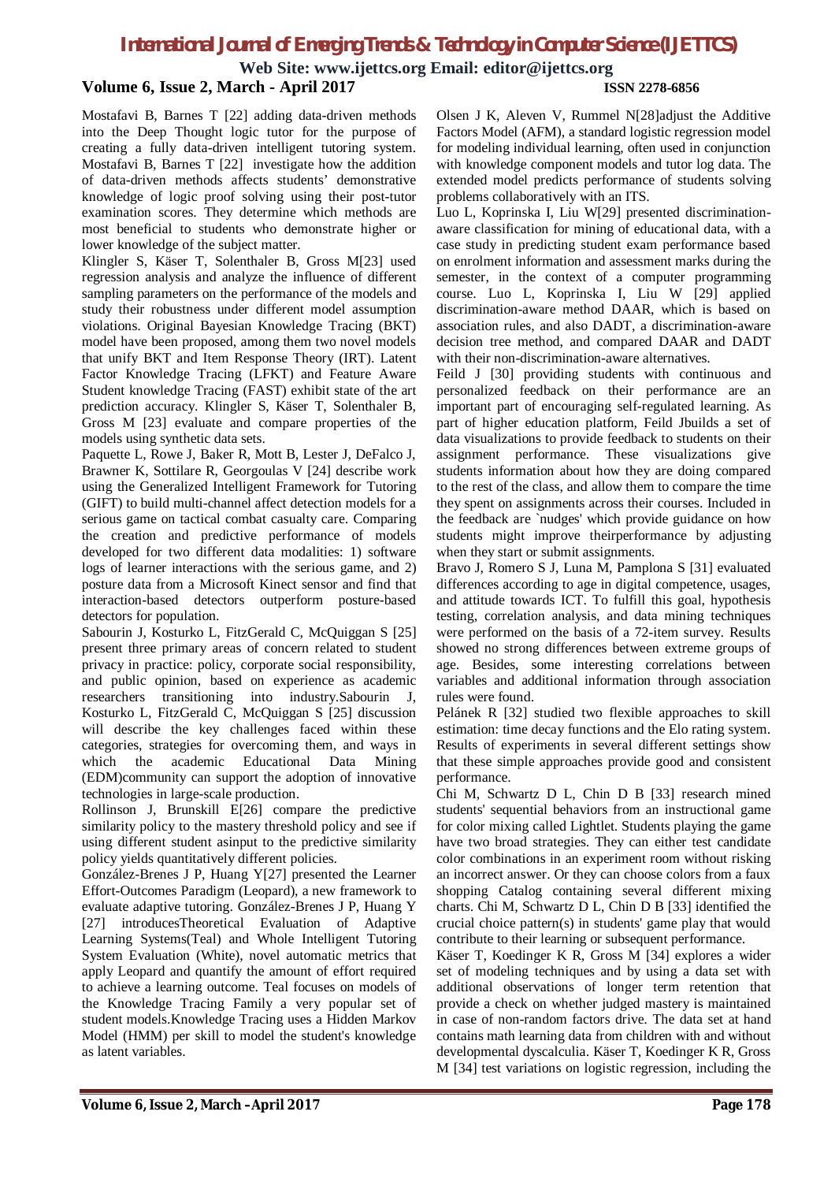Mostafavi B, Barnes T [22] adding data-driven methods into the Deep Thought logic tutor for the purpose of creating a fully data-driven intelligent tutoring system. Mostafavi B, Barnes T [22] investigate how the addition of data-driven methods affects students' demonstrative knowledge of logic proof solving using their post-tutor examination scores. They determine which methods are most beneficial to students who demonstrate higher or lower knowledge of the subject matter.

Klingler S, Käser T, Solenthaler B, Gross M[23] used regression analysis and analyze the influence of different sampling parameters on the performance of the models and study their robustness under different model assumption violations. Original Bayesian Knowledge Tracing (BKT) model have been proposed, among them two novel models that unify BKT and Item Response Theory (IRT). Latent Factor Knowledge Tracing (LFKT) and Feature Aware Student knowledge Tracing (FAST) exhibit state of the art prediction accuracy. Klingler S, Käser T, Solenthaler B, Gross M [23] evaluate and compare properties of the models using synthetic data sets.

Paquette L, Rowe J, Baker R, Mott B, Lester J, DeFalco J, Brawner K, Sottilare R, Georgoulas V [24] describe work using the Generalized Intelligent Framework for Tutoring (GIFT) to build multi-channel affect detection models for a serious game on tactical combat casualty care. Comparing the creation and predictive performance of models developed for two different data modalities: 1) software logs of learner interactions with the serious game, and 2) posture data from a Microsoft Kinect sensor and find that interaction-based detectors outperform posture-based detectors for population.

Sabourin J, Kosturko L, FitzGerald C, McQuiggan S [25] present three primary areas of concern related to student privacy in practice: policy, corporate social responsibility, and public opinion, based on experience as academic researchers transitioning into industry.Sabourin J, Kosturko L, FitzGerald C, McQuiggan S [25] discussion will describe the key challenges faced within these categories, strategies for overcoming them, and ways in which the academic Educational Data Mining (EDM)community can support the adoption of innovative technologies in large-scale production.

Rollinson J, Brunskill E[26] compare the predictive similarity policy to the mastery threshold policy and see if using different student asinput to the predictive similarity policy yields quantitatively different policies.

González-Brenes J P, Huang Y[27] presented the Learner Effort-Outcomes Paradigm (Leopard), a new framework to evaluate adaptive tutoring. González-Brenes J P, Huang Y [27] introducesTheoretical Evaluation of Adaptive Learning Systems(Teal) and Whole Intelligent Tutoring System Evaluation (White), novel automatic metrics that apply Leopard and quantify the amount of effort required to achieve a learning outcome. Teal focuses on models of the Knowledge Tracing Family a very popular set of student models.Knowledge Tracing uses a Hidden Markov Model (HMM) per skill to model the student's knowledge as latent variables.

Olsen J K, Aleven V, Rummel N[28]adjust the Additive Factors Model (AFM), a standard logistic regression model for modeling individual learning, often used in conjunction with knowledge component models and tutor log data. The extended model predicts performance of students solving problems collaboratively with an ITS.

Luo L, Koprinska I, Liu W[29] presented discrimination-aware classification for mining of educational data, with a case study in predicting student exam performance based on enrolment information and assessment marks during the semester, in the context of a computer programming course. Luo L, Koprinska I, Liu W [29] applied discrimination-aware method DAAR, which is based on association rules, and also DADT, a discrimination-aware decision tree method, and compared DAAR and DADT with their non-discrimination-aware alternatives.

Feild J [30] providing students with continuous and personalized feedback on their performance are an important part of encouraging self-regulated learning. As part of higher education platform, Feild Jbuilds a set of data visualizations to provide feedback to students on their assignment performance. These visualizations give students information about how they are doing compared to the rest of the class, and allow them to compare the time they spent on assignments across their courses. Included in the feedback are `nudges' which provide guidance on how students might improve theirperformance by adjusting when they start or submit assignments.

Bravo J, Romero S J, Luna M, Pamplona S [31] evaluated differences according to age in digital competence, usages, and attitude towards ICT. To fulfill this goal, hypothesis testing, correlation analysis, and data mining techniques were performed on the basis of a 72-item survey. Results showed no strong differences between extreme groups of age. Besides, some interesting correlations between variables and additional information through association rules were found.

Pelánek R [32] studied two flexible approaches to skill estimation: time decay functions and the Elo rating system. Results of experiments in several different settings show that these simple approaches provide good and consistent performance.

Chi M, Schwartz D L, Chin D B [33] research mined students' sequential behaviors from an instructional game for color mixing called Lightlet. Students playing the game have two broad strategies. They can either test candidate color combinations in an experiment room without risking an incorrect answer. Or they can choose colors from a faux shopping Catalog containing several different mixing charts. Chi M, Schwartz D L, Chin D B [33] identified the crucial choice pattern(s) in students' game play that would contribute to their learning or subsequent performance.

Käser T, Koedinger K R, Gross M [34] explores a wider set of modeling techniques and by using a data set with additional observations of longer term retention that provide a check on whether judged mastery is maintained in case of non-random factors drive. The data set at hand contains math learning data from children with and without developmental dyscalculia. Käser T, Koedinger K R, Gross M [34] test variations on logistic regression, including the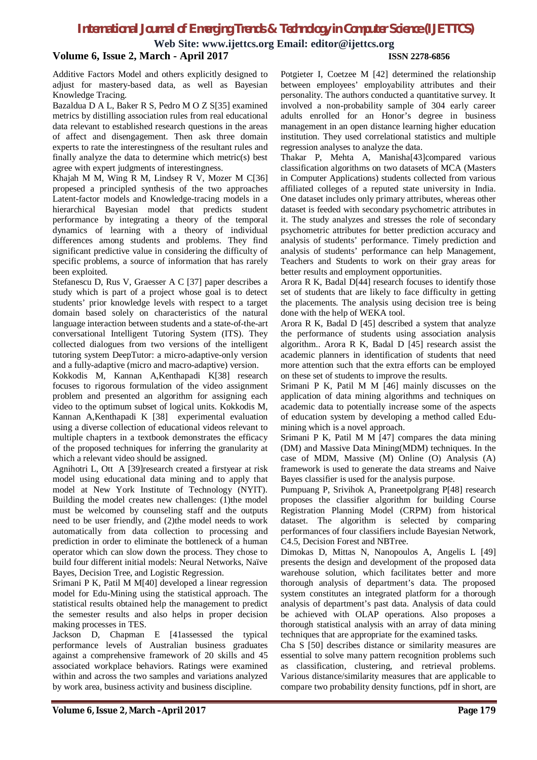Additive Factors Model and others explicitly designed to adjust for mastery-based data, as well as Bayesian Knowledge Tracing.

Bazaldua D A L, Baker R S, Pedro M O Z S[35] examined metrics by distilling association rules from real educational data relevant to established research questions in the areas of affect and disengagement. Then ask three domain experts to rate the interestingness of the resultant rules and finally analyze the data to determine which metric(s) best agree with expert judgments of interestingness.

Khajah M M, Wing R M, Lindsey R V, Mozer M C[36] propesed a principled synthesis of the two approaches Latent-factor models and Knowledge-tracing models in a hierarchical Bayesian model that predicts student performance by integrating a theory of the temporal dynamics of learning with a theory of individual differences among students and problems. They find significant predictive value in considering the difficulty of specific problems, a source of information that has rarely been exploited.

Stefanescu D, Rus V, Graesser A C [37] paper describes a study which is part of a project whose goal is to detect students' prior knowledge levels with respect to a target domain based solely on characteristics of the natural language interaction between students and a state-of-the-art conversational Intelligent Tutoring System (ITS). They collected dialogues from two versions of the intelligent tutoring system DeepTutor: a micro-adaptive-only version and a fully-adaptive (micro and macro-adaptive) version.

Kokkodis M, Kannan A,Kenthapadi K[38] research focuses to rigorous formulation of the video assignment problem and presented an algorithm for assigning each video to the optimum subset of logical units. Kokkodis M, Kannan A,Kenthapadi K [38] experimental evaluation using a diverse collection of educational videos relevant to multiple chapters in a textbook demonstrates the efficacy of the proposed techniques for inferring the granularity at which a relevant video should be assigned.

Agnihotri L, Ott A [39]research created a firstyear at risk model using educational data mining and to apply that model at New York Institute of Technology (NYIT). Building the model creates new challenges: (1)the model must be welcomed by counseling staff and the outputs need to be user friendly, and (2)the model needs to work automatically from data collection to processing and prediction in order to eliminate the bottleneck of a human operator which can slow down the process. They chose to build four different initial models: Neural Networks, Naïve Bayes, Decision Tree, and Logistic Regression.

Srimani P K, Patil M M[40] developed a linear regression model for Edu-Mining using the statistical approach. The statistical results obtained help the management to predict the semester results and also helps in proper decision making processes in TES.

Jackson D, Chapman E [41assessed the typical performance levels of Australian business graduates against a comprehensive framework of 20 skills and 45 associated workplace behaviors. Ratings were examined within and across the two samples and variations analyzed by work area, business activity and business discipline.

Potgieter I, Coetzee M [42] determined the relationship between employees' employability attributes and their personality. The authors conducted a quantitative survey. It involved a non-probability sample of 304 early career adults enrolled for an Honor's degree in business management in an open distance learning higher education institution. They used correlational statistics and multiple regression analyses to analyze the data.

Thakar P, Mehta A, Manisha[43]compared various classification algorithms on two datasets of MCA (Masters in Computer Applications) students collected from various affiliated colleges of a reputed state university in India. One dataset includes only primary attributes, whereas other dataset is feeded with secondary psychometric attributes in it. The study analyzes and stresses the role of secondary psychometric attributes for better prediction accuracy and analysis of students' performance. Timely prediction and analysis of students' performance can help Management, Teachers and Students to work on their gray areas for better results and employment opportunities.

Arora R K, Badal D[44] research focuses to identify those set of students that are likely to face difficulty in getting the placements. The analysis using decision tree is being done with the help of WEKA tool.

Arora R K, Badal D [45] described a system that analyze the performance of students using association analysis algorithm.. Arora R K, Badal D [45] research assist the academic planners in identification of students that need more attention such that the extra efforts can be employed on these set of students to improve the results.

Srimani P K, Patil M M [46] mainly discusses on the application of data mining algorithms and techniques on academic data to potentially increase some of the aspects of education system by developing a method called Edu-mining which is a novel approach.

Srimani P K, Patil M M [47] compares the data mining (DM) and Massive Data Mining(MDM) techniques. In the case of MDM, Massive (M) Online (O) Analysis (A) framework is used to generate the data streams and Naive Bayes classifier is used for the analysis purpose.

Pumpuang P, Srivihok A, Praneetpolgrang P[48] research proposes the classifier algorithm for building Course Registration Planning Model (CRPM) from historical dataset. The algorithm is selected by comparing performances of four classifiers include Bayesian Network, C4.5, Decision Forest and NBTree.

Dimokas D, Mittas N, Nanopoulos A, Angelis L [49] presents the design and development of the proposed data warehouse solution, which facilitates better and more thorough analysis of department's data. The proposed system constitutes an integrated platform for a thorough analysis of department's past data. Analysis of data could be achieved with OLAP operations. Also proposes a thorough statistical analysis with an array of data mining techniques that are appropriate for the examined tasks.

Cha S [50] describes distance or similarity measures are essential to solve many pattern recognition problems such as classification, clustering, and retrieval problems. Various distance/similarity measures that are applicable to compare two probability density functions, pdf in short, are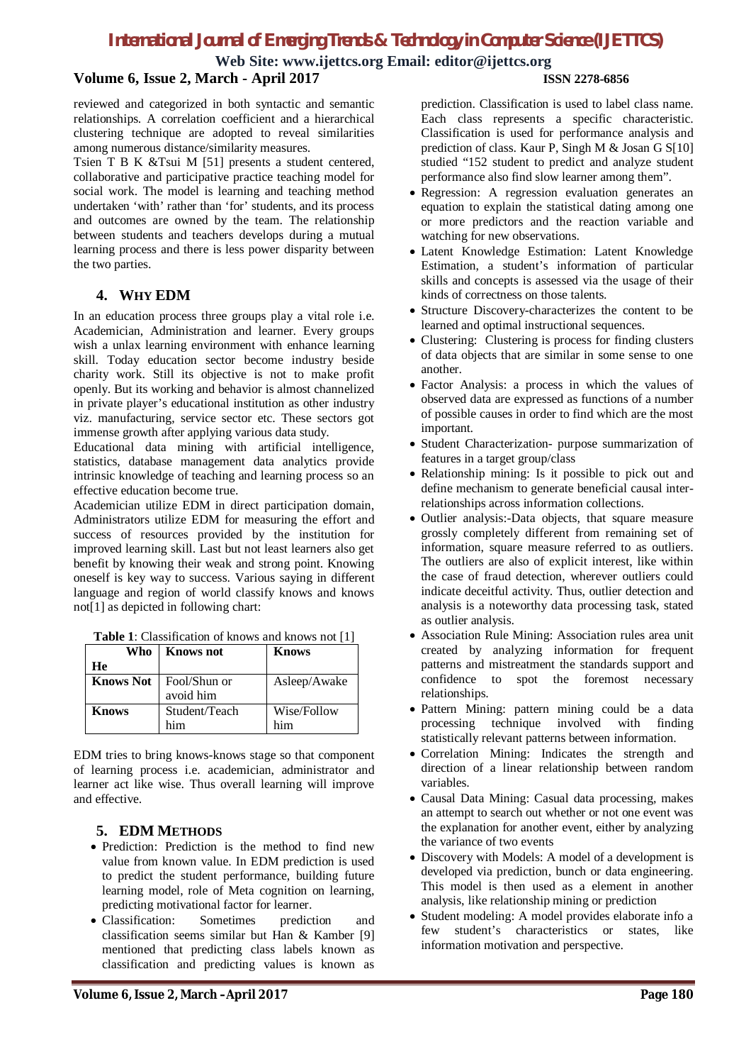reviewed and categorized in both syntactic and semantic relationships. A correlation coefficient and a hierarchical clustering technique are adopted to reveal similarities among numerous distance/similarity measures.

Tsien T B K &Tsui M [51] presents a student centered, collaborative and participative practice teaching model for social work. The model is learning and teaching method undertaken 'with' rather than 'for' students, and its process and outcomes are owned by the team. The relationship between students and teachers develops during a mutual learning process and there is less power disparity between the two parties.

## 4. WHY EDM

In an education process three groups play a vital role i.e. Academician, Administration and learner. Every groups wish a unlax learning environment with enhance learning skill. Today education sector become industry beside charity work. Still its objective is not to make profit openly. But its working and behavior is almost channelized in private player's educational institution as other industry viz. manufacturing, service sector etc. These sectors got immense growth after applying various data study.

Educational data mining with artificial intelligence, statistics, database management data analytics provide intrinsic knowledge of teaching and learning process so an effective education become true.

Academician utilize EDM in direct participation domain, Administrators utilize EDM for measuring the effort and success of resources provided by the institution for improved learning skill. Last but not least learners also get benefit by knowing their weak and strong point. Knowing oneself is key way to success. Various saying in different language and region of world classify knows and knows not[1] as depicted in following chart:

**Table 1**: Classification of knows and knows not [1]

| Who He | Knows not | Knows |
|---|---|---|
| **Knows Not** | Fool/Shun or avoid him | Asleep/Awake |
| **Knows** | Student/Teach him | Wise/Follow him |

EDM tries to bring knows-knows stage so that component of learning process i.e. academician, administrator and learner act like wise. Thus overall learning will improve and effective.

## 5. EDM METHODS

- Prediction: Prediction is the method to find new value from known value. In EDM prediction is used to predict the student performance, building future learning model, role of Meta cognition on learning, predicting motivational factor for learner.
- Classification: Sometimes prediction and classification seems similar but Han & Kamber [9] mentioned that predicting class labels known as classification and predicting values is known as prediction. Classification is used to label class name. Each class represents a specific characteristic. Classification is used for performance analysis and prediction of class. Kaur P, Singh M & Josan G S[10] studied "152 student to predict and analyze student performance also find slow learner among them".
- Regression: A regression evaluation generates an equation to explain the statistical dating among one or more predictors and the reaction variable and watching for new observations.
- Latent Knowledge Estimation: Latent Knowledge Estimation, a student's information of particular skills and concepts is assessed via the usage of their kinds of correctness on those talents.
- Structure Discovery-characterizes the content to be learned and optimal instructional sequences.
- Clustering: Clustering is process for finding clusters of data objects that are similar in some sense to one another.
- Factor Analysis: a process in which the values of observed data are expressed as functions of a number of possible causes in order to find which are the most important.
- Student Characterization- purpose summarization of features in a target group/class
- Relationship mining: Is it possible to pick out and define mechanism to generate beneficial causal inter-relationships across information collections.
- Outlier analysis:-Data objects, that square measure grossly completely different from remaining set of information, square measure referred to as outliers. The outliers are also of explicit interest, like within the case of fraud detection, wherever outliers could indicate deceitful activity. Thus, outlier detection and analysis is a noteworthy data processing task, stated as outlier analysis.
- Association Rule Mining: Association rules area unit created by analyzing information for frequent patterns and mistreatment the standards support and confidence to spot the foremost necessary relationships.
- Pattern Mining: pattern mining could be a data processing technique involved with finding statistically relevant patterns between information.
- Correlation Mining: Indicates the strength and direction of a linear relationship between random variables.
- Casual Data Mining: Casual data processing, makes an attempt to search out whether or not one event was the explanation for another event, either by analyzing the variance of two events
- Discovery with Models: A model of a development is developed via prediction, bunch or data engineering. This model is then used as a element in another analysis, like relationship mining or prediction
- Student modeling: A model provides elaborate info a few student's characteristics or states, like information motivation and perspective.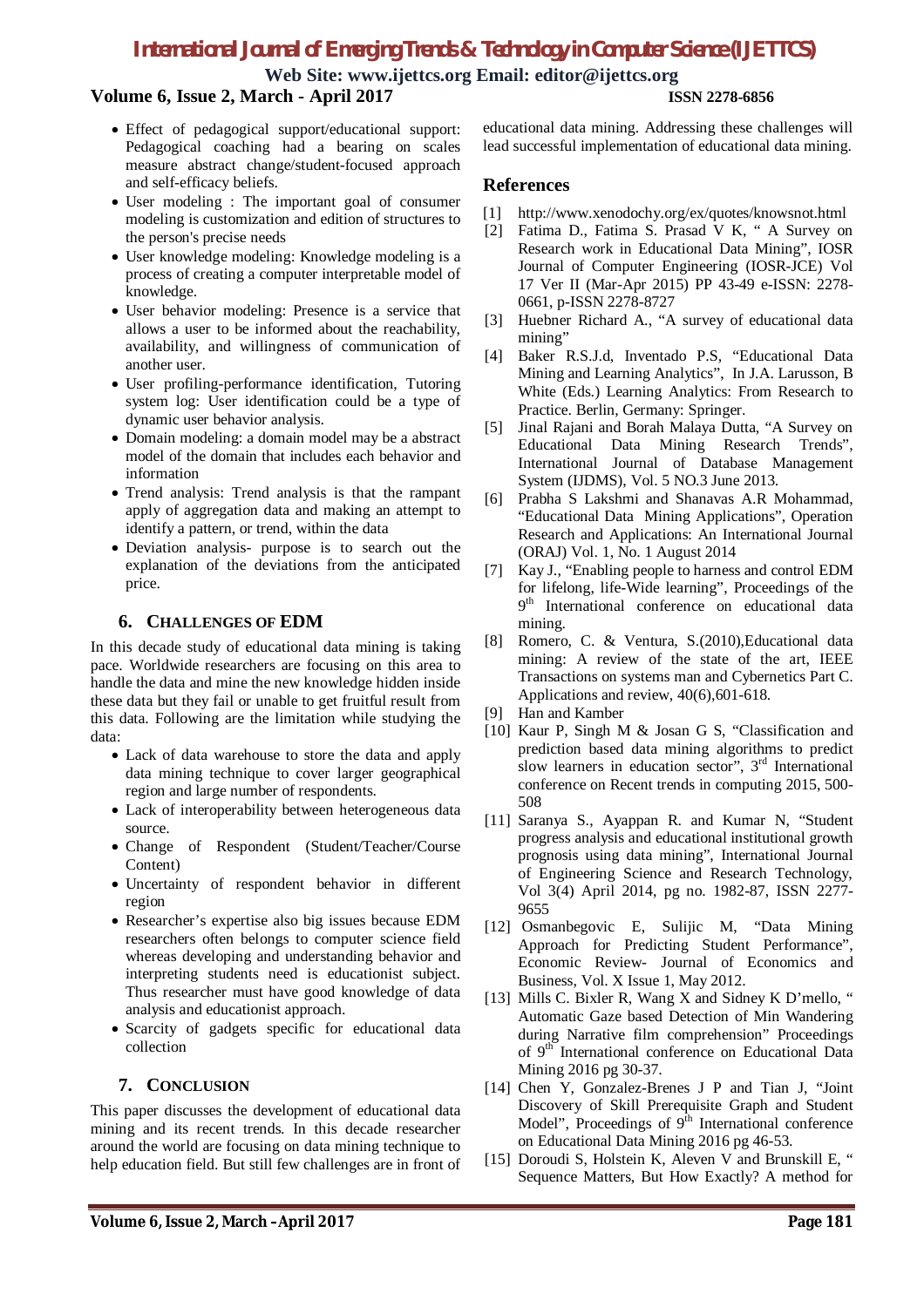- Effect of pedagogical support/educational support: Pedagogical coaching had a bearing on scales measure abstract change/student-focused approach and self-efficacy beliefs.
- User modeling : The important goal of consumer modeling is customization and edition of structures to the person's precise needs
- User knowledge modeling: Knowledge modeling is a process of creating a computer interpretable model of knowledge.
- User behavior modeling: Presence is a service that allows a user to be informed about the reachability, availability, and willingness of communication of another user.
- User profiling-performance identification, Tutoring system log: User identification could be a type of dynamic user behavior analysis.
- Domain modeling: a domain model may be a abstract model of the domain that includes each behavior and information
- Trend analysis: Trend analysis is that the rampant apply of aggregation data and making an attempt to identify a pattern, or trend, within the data
- Deviation analysis- purpose is to search out the explanation of the deviations from the anticipated price.

## 6. Challenges of EDM

In this decade study of educational data mining is taking pace. Worldwide researchers are focusing on this area to handle the data and mine the new knowledge hidden inside these data but they fail or unable to get fruitful result from this data. Following are the limitation while studying the data:

- Lack of data warehouse to store the data and apply data mining technique to cover larger geographical region and large number of respondents.
- Lack of interoperability between heterogeneous data source.
- Change of Respondent (Student/Teacher/Course Content)
- Uncertainty of respondent behavior in different region
- Researcher's expertise also big issues because EDM researchers often belongs to computer science field whereas developing and understanding behavior and interpreting students need is educationist subject. Thus researcher must have good knowledge of data analysis and educationist approach.
- Scarcity of gadgets specific for educational data collection

## 7. Conclusion

This paper discusses the development of educational data mining and its recent trends. In this decade researcher around the world are focusing on data mining technique to help education field. But still few challenges are in front of educational data mining. Addressing these challenges will lead successful implementation of educational data mining.

## References

[1] http://www.xenodochy.org/ex/quotes/knowsnot.html

[2] Fatima D., Fatima S. Prasad V K, " A Survey on Research work in Educational Data Mining", IOSR Journal of Computer Engineering (IOSR-JCE) Vol 17 Ver II (Mar-Apr 2015) PP 43-49 e-ISSN: 2278-0661, p-ISSN 2278-8727

[3] Huebner Richard A., "A survey of educational data mining"

[4] Baker R.S.J.d, Inventado P.S, "Educational Data Mining and Learning Analytics", In J.A. Larusson, B White (Eds.) Learning Analytics: From Research to Practice. Berlin, Germany: Springer.

[5] Jinal Rajani and Borah Malaya Dutta, "A Survey on Educational Data Mining Research Trends", International Journal of Database Management System (IJDMS), Vol. 5 NO.3 June 2013.

[6] Prabha S Lakshmi and Shanavas A.R Mohammad, "Educational Data Mining Applications", Operation Research and Applications: An International Journal (ORAJ) Vol. 1, No. 1 August 2014

[7] Kay J., "Enabling people to harness and control EDM for lifelong, life-Wide learning", Proceedings of the 9th International conference on educational data mining.

[8] Romero, C. & Ventura, S.(2010),Educational data mining: A review of the state of the art, IEEE Transactions on systems man and Cybernetics Part C. Applications and review, 40(6),601-618.

[9] Han and Kamber

[10] Kaur P, Singh M & Josan G S, "Classification and prediction based data mining algorithms to predict slow learners in education sector", 3rd International conference on Recent trends in computing 2015, 500-508

[11] Saranya S., Ayappan R. and Kumar N, "Student progress analysis and educational institutional growth prognosis using data mining", International Journal of Engineering Science and Research Technology, Vol 3(4) April 2014, pg no. 1982-87, ISSN 2277-9655

[12] Osmanbegovic E, Sulijic M, "Data Mining Approach for Predicting Student Performance", Economic Review- Journal of Economics and Business, Vol. X Issue 1, May 2012.

[13] Mills C. Bixler R, Wang X and Sidney K D'mello, " Automatic Gaze based Detection of Min Wandering during Narrative film comprehension" Proceedings of 9th International conference on Educational Data Mining 2016 pg 30-37.

[14] Chen Y, Gonzalez-Brenes J P and Tian J, "Joint Discovery of Skill Prerequisite Graph and Student Model", Proceedings of 9th International conference on Educational Data Mining 2016 pg 46-53.

[15] Doroudi S, Holstein K, Aleven V and Brunskill E, " Sequence Matters, But How Exactly? A method for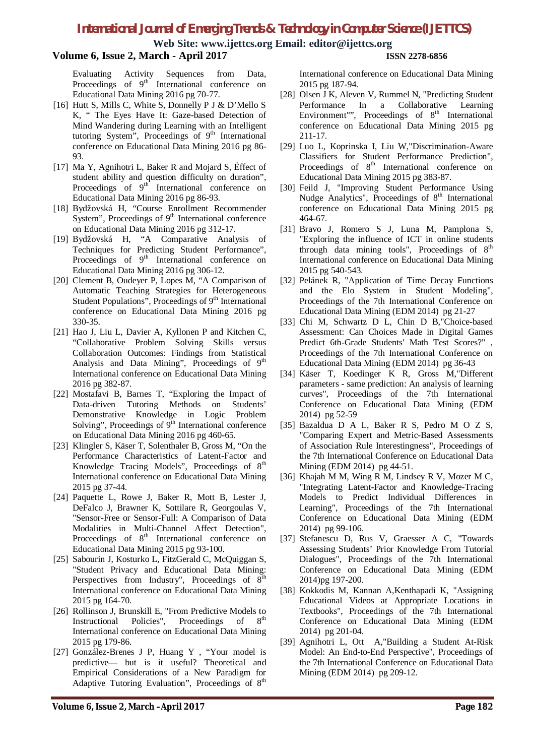Evaluating Activity Sequences from Data, Proceedings of 9th International conference on Educational Data Mining 2016 pg 70-77.

[16] Hutt S, Mills C, White S, Donnelly P J & D'Mello S K, " The Eyes Have It: Gaze-based Detection of Mind Wandering during Learning with an Intelligent tutoring System", Proceedings of 9th International conference on Educational Data Mining 2016 pg 86-93.

[17] Ma Y, Agnihotri L, Baker R and Mojard S, Ëffect of student ability and question difficulty on duration", Proceedings of 9th International conference on Educational Data Mining 2016 pg 86-93.

[18] Bydžovská H, "Course Enrollment Recommender System", Proceedings of 9th International conference on Educational Data Mining 2016 pg 312-17.

[19] Bydžovská H, "A Comparative Analysis of Techniques for Predicting Student Performance", Proceedings of 9th International conference on Educational Data Mining 2016 pg 306-12.

[20] Clement B, Oudeyer P, Lopes M, "A Comparison of Automatic Teaching Strategies for Heterogeneous Student Populations", Proceedings of 9th International conference on Educational Data Mining 2016 pg 330-35.

[21] Hao J, Liu L, Davier A, Kyllonen P and Kitchen C, "Collaborative Problem Solving Skills versus Collaboration Outcomes: Findings from Statistical Analysis and Data Mining", Proceedings of 9th International conference on Educational Data Mining 2016 pg 382-87.

[22] Mostafavi B, Barnes T, "Exploring the Impact of Data-driven Tutoring Methods on Students' Demonstrative Knowledge in Logic Problem Solving", Proceedings of 9th International conference on Educational Data Mining 2016 pg 460-65.

[23] Klingler S, Käser T, Solenthaler B, Gross M, "On the Performance Characteristics of Latent-Factor and Knowledge Tracing Models", Proceedings of 8th International conference on Educational Data Mining 2015 pg 37-44.

[24] Paquette L, Rowe J, Baker R, Mott B, Lester J, DeFalco J, Brawner K, Sottilare R, Georgoulas V, "Sensor-Free or Sensor-Full: A Comparison of Data Modalities in Multi-Channel Affect Detection", Proceedings of 8th International conference on Educational Data Mining 2015 pg 93-100.

[25] Sabourin J, Kosturko L, FitzGerald C, McQuiggan S, "Student Privacy and Educational Data Mining: Perspectives from Industry", Proceedings of 8th International conference on Educational Data Mining 2015 pg 164-70.

[26] Rollinson J, Brunskill E, "From Predictive Models to Instructional Policies", Proceedings of 8th International conference on Educational Data Mining 2015 pg 179-86.

[27] González-Brenes J P, Huang Y , "Your model is predictive— but is it useful? Theoretical and Empirical Considerations of a New Paradigm for Adaptive Tutoring Evaluation", Proceedings of 8th International conference on Educational Data Mining 2015 pg 187-94.

[28] Olsen J K, Aleven V, Rummel N, "Predicting Student Performance In a Collaborative Learning Environment"", Proceedings of 8th International conference on Educational Data Mining 2015 pg 211-17.

[29] Luo L, Koprinska I, Liu W,"Discrimination-Aware Classifiers for Student Performance Prediction", Proceedings of 8th International conference on Educational Data Mining 2015 pg 383-87.

[30] Feild J, "Improving Student Performance Using Nudge Analytics", Proceedings of 8th International conference on Educational Data Mining 2015 pg 464-67.

[31] Bravo J, Romero S J, Luna M, Pamplona S, "Exploring the influence of ICT in online students through data mining tools", Proceedings of 8th International conference on Educational Data Mining 2015 pg 540-543.

[32] Pelánek R, "Application of Time Decay Functions and the Elo System in Student Modeling", Proceedings of the 7th International Conference on Educational Data Mining (EDM 2014) pg 21-27

[33] Chi M, Schwartz D L, Chin D B,"Choice-based Assessment: Can Choices Made in Digital Games Predict 6th-Grade Students' Math Test Scores?" , Proceedings of the 7th International Conference on Educational Data Mining (EDM 2014) pg 36-43

[34] Käser T, Koedinger K R, Gross M,"Different parameters - same prediction: An analysis of learning curves", Proceedings of the 7th International Conference on Educational Data Mining (EDM 2014) pg 52-59

[35] Bazaldua D A L, Baker R S, Pedro M O Z S, "Comparing Expert and Metric-Based Assessments of Association Rule Interestingness", Proceedings of the 7th International Conference on Educational Data Mining (EDM 2014) pg 44-51.

[36] Khajah M M, Wing R M, Lindsey R V, Mozer M C, "Integrating Latent-Factor and Knowledge-Tracing Models to Predict Individual Differences in Learning", Proceedings of the 7th International Conference on Educational Data Mining (EDM 2014) pg 99-106.

[37] Stefanescu D, Rus V, Graesser A C, "Towards Assessing Students' Prior Knowledge From Tutorial Dialogues", Proceedings of the 7th International Conference on Educational Data Mining (EDM 2014)pg 197-200.

[38] Kokkodis M, Kannan A,Kenthapadi K, "Assigning Educational Videos at Appropriate Locations in Textbooks", Proceedings of the 7th International Conference on Educational Data Mining (EDM 2014) pg 201-04.

[39] Agnihotri L, Ott A,"Building a Student At-Risk Model: An End-to-End Perspective", Proceedings of the 7th International Conference on Educational Data Mining (EDM 2014) pg 209-12.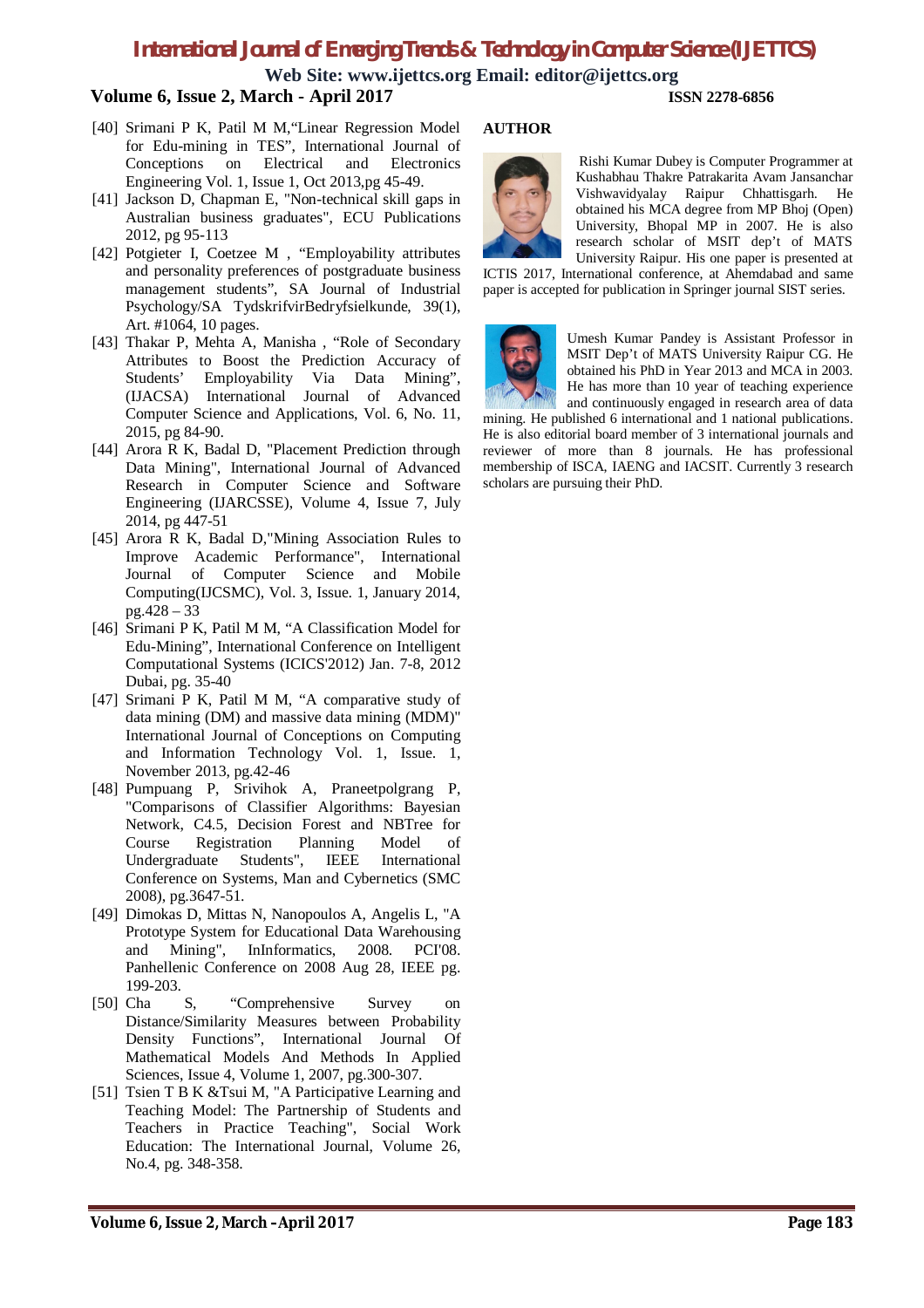[40] Srimani P K, Patil M M,"Linear Regression Model for Edu-mining in TES", International Journal of Conceptions on Electrical and Electronics Engineering Vol. 1, Issue 1, Oct 2013,pg 45-49.

[41] Jackson D, Chapman E, "Non-technical skill gaps in Australian business graduates", ECU Publications 2012, pg 95-113

[42] Potgieter I, Coetzee M , "Employability attributes and personality preferences of postgraduate business management students", SA Journal of Industrial Psychology/SA TydskrifvirBedryfsielkunde, 39(1), Art. #1064, 10 pages.

[43] Thakar P, Mehta A, Manisha , "Role of Secondary Attributes to Boost the Prediction Accuracy of Students' Employability Via Data Mining", (IJACSA) International Journal of Advanced Computer Science and Applications, Vol. 6, No. 11, 2015, pg 84-90.

[44] Arora R K, Badal D, "Placement Prediction through Data Mining", International Journal of Advanced Research in Computer Science and Software Engineering (IJARCSSE), Volume 4, Issue 7, July 2014, pg 447-51

[45] Arora R K, Badal D,"Mining Association Rules to Improve Academic Performance", International Journal of Computer Science and Mobile Computing(IJCSMC), Vol. 3, Issue. 1, January 2014, pg.428 – 33

[46] Srimani P K, Patil M M, "A Classification Model for Edu-Mining", International Conference on Intelligent Computational Systems (ICICS'2012) Jan. 7-8, 2012 Dubai, pg. 35-40

[47] Srimani P K, Patil M M, "A comparative study of data mining (DM) and massive data mining (MDM)" International Journal of Conceptions on Computing and Information Technology Vol. 1, Issue. 1, November 2013, pg.42-46

[48] Pumpuang P, Srivihok A, Praneetpolgrang P, "Comparisons of Classifier Algorithms: Bayesian Network, C4.5, Decision Forest and NBTree for Course Registration Planning Model of Undergraduate Students", IEEE International Conference on Systems, Man and Cybernetics (SMC 2008), pg.3647-51.

[49] Dimokas D, Mittas N, Nanopoulos A, Angelis L, "A Prototype System for Educational Data Warehousing and Mining", InInformatics, 2008. PCI'08. Panhellenic Conference on 2008 Aug 28, IEEE pg. 199-203.

[50] Cha S, "Comprehensive Survey on Distance/Similarity Measures between Probability Density Functions", International Journal Of Mathematical Models And Methods In Applied Sciences, Issue 4, Volume 1, 2007, pg.300-307.

[51] Tsien T B K &Tsui M, "A Participative Learning and Teaching Model: The Partnership of Students and Teachers in Practice Teaching", Social Work Education: The International Journal, Volume 26, No.4, pg. 348-358.

**AUTHOR**

Rishi Kumar Dubey is Computer Programmer at Kushabhau Thakre Patrakarita Avam Jansanchar Vishwavidyalay Raipur Chhattisgarh. He obtained his MCA degree from MP Bhoj (Open) University, Bhopal MP in 2007. He is also research scholar of MSIT dep't of MATS University Raipur. His one paper is presented at ICTIS 2017, International conference, at Ahemdabad and same paper is accepted for publication in Springer journal SIST series.

Umesh Kumar Pandey is Assistant Professor in MSIT Dep't of MATS University Raipur CG. He obtained his PhD in Year 2013 and MCA in 2003. He has more than 10 year of teaching experience and continuously engaged in research area of data mining. He published 6 international and 1 national publications. He is also editorial board member of 3 international journals and reviewer of more than 8 journals. He has professional membership of ISCA, IAENG and IACSIT. Currently 3 research scholars are pursuing their PhD.